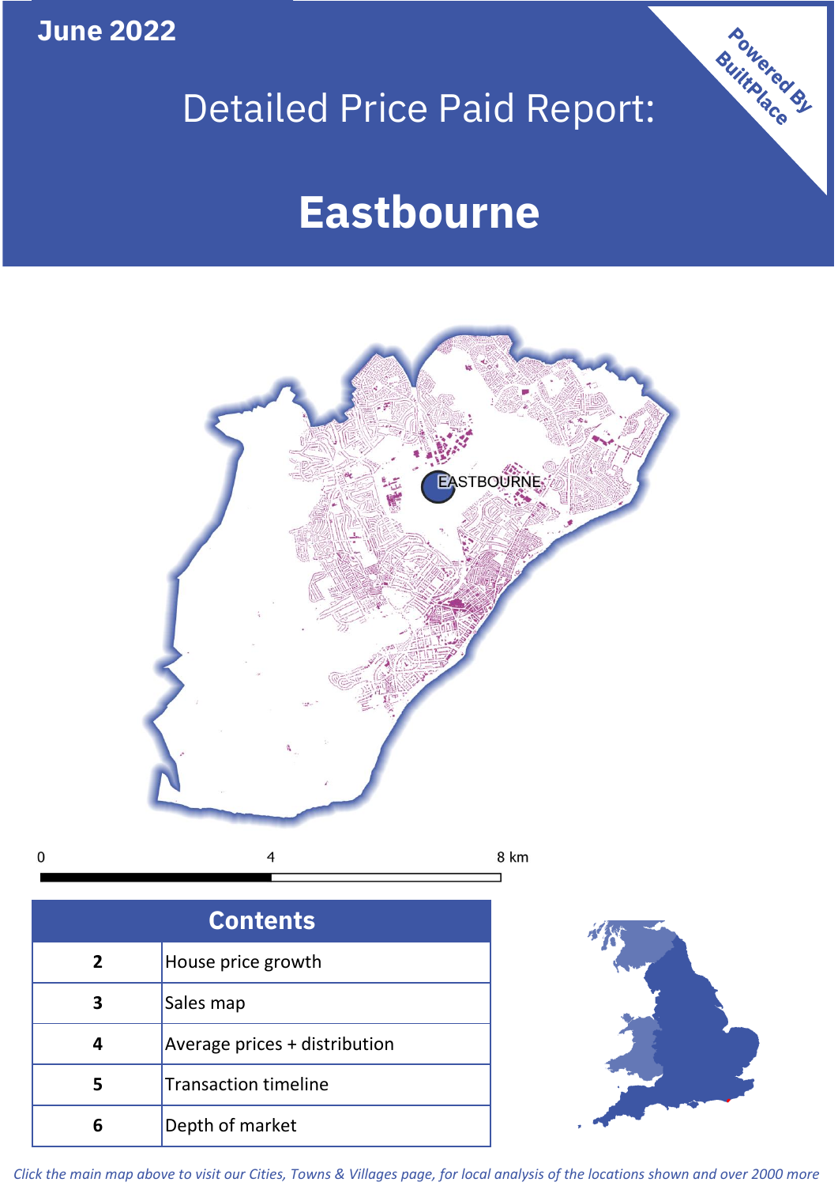June 2022

# Detailed Price Paid Report:

# Eastbourne

Powered By BuiltPlace

EASTBOURNE

0 4 8 km

| Contents | |
|---|---|
| 2 | House price growth |
| 3 | Sales map |
| 4 | Average prices + distribution |
| 5 | Transaction timeline |
| 6 | Depth of market |

*Click the main map above to visit our Cities, Towns & Villages page, for local analysis of the locations shown and over 2000 more*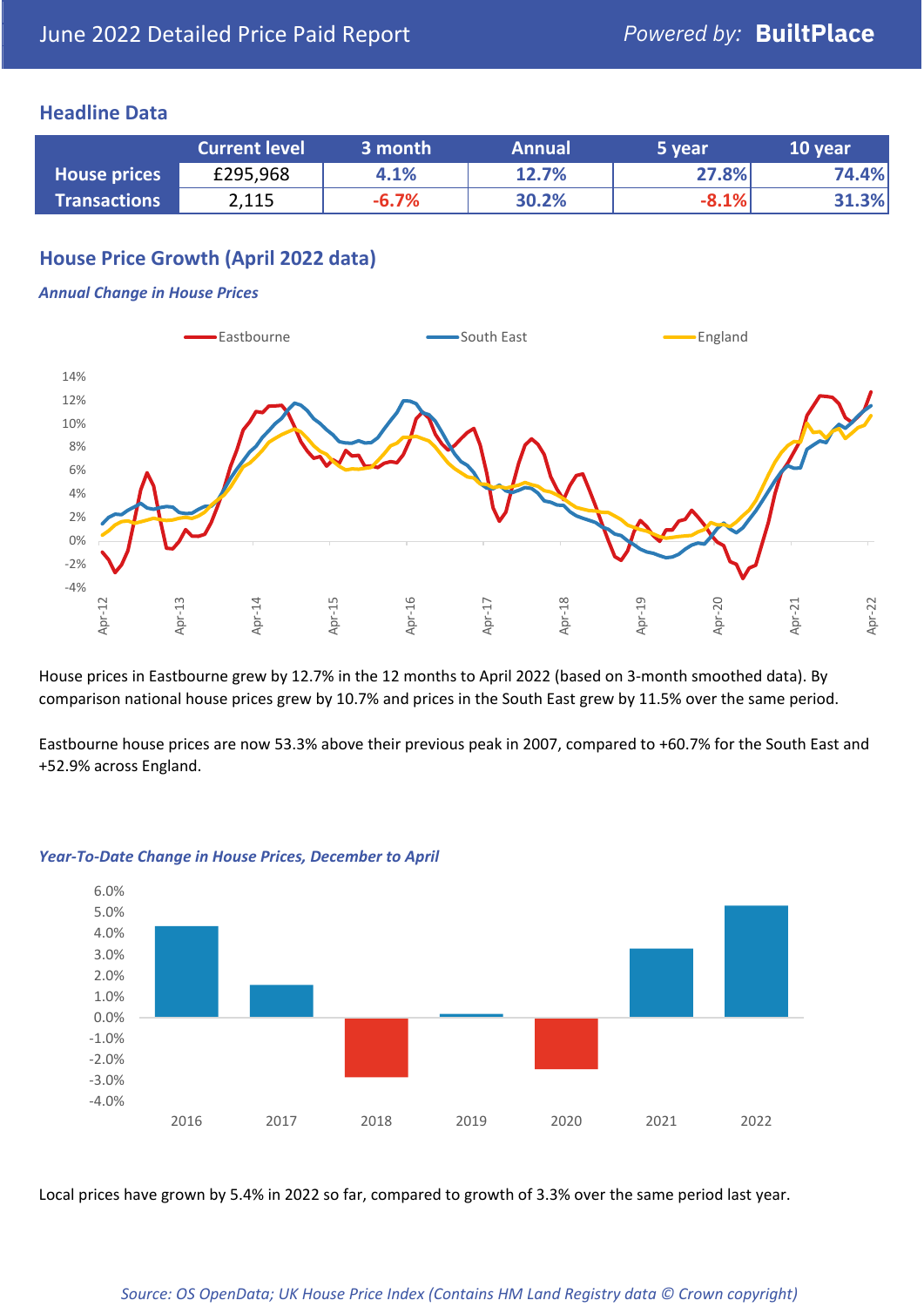June 2022 Detailed Price Paid Report

Powered by: **BuiltPlace**

## Headline Data

| | Current level | 3 month | Annual | 5 year | 10 year |
|---|---|---|---|---|---|
| **House prices** | £295,968 | 4.1% | 12.7% | 27.8% | 74.4% |
| **Transactions** | 2,115 | -6.7% | 30.2% | -8.1% | 31.3% |

## House Price Growth (April 2022 data)

***Annual Change in House Prices***

House prices in Eastbourne grew by 12.7% in the 12 months to April 2022 (based on 3-month smoothed data). By comparison national house prices grew by 10.7% and prices in the South East grew by 11.5% over the same period.

Eastbourne house prices are now 53.3% above their previous peak in 2007, compared to +60.7% for the South East and +52.9% across England.

***Year-To-Date Change in House Prices, December to April***

Local prices have grown by 5.4% in 2022 so far, compared to growth of 3.3% over the same period last year.

*Source: OS OpenData; UK House Price Index (Contains HM Land Registry data © Crown copyright)*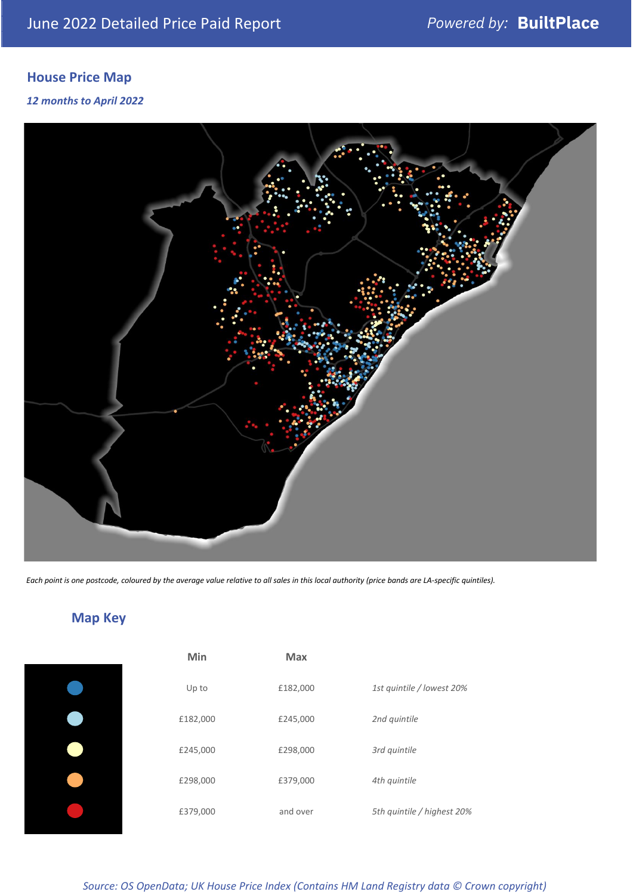June 2022 Detailed Price Paid Report

*Powered by:* **BuiltPlace**

## House Price Map

*12 months to April 2022*

*Each point is one postcode, coloured by the average value relative to all sales in this local authority (price bands are LA-specific quintiles).*

## Map Key

| | Min | Max | |
|---|---|---|---|
| Dark blue | Up to | £182,000 | *1st quintile / lowest 20%* |
| Light blue | £182,000 | £245,000 | *2nd quintile* |
| Pale yellow | £245,000 | £298,000 | *3rd quintile* |
| Orange | £298,000 | £379,000 | *4th quintile* |
| Red | £379,000 | and over | *5th quintile / highest 20%* |

*Source: OS OpenData; UK House Price Index (Contains HM Land Registry data © Crown copyright)*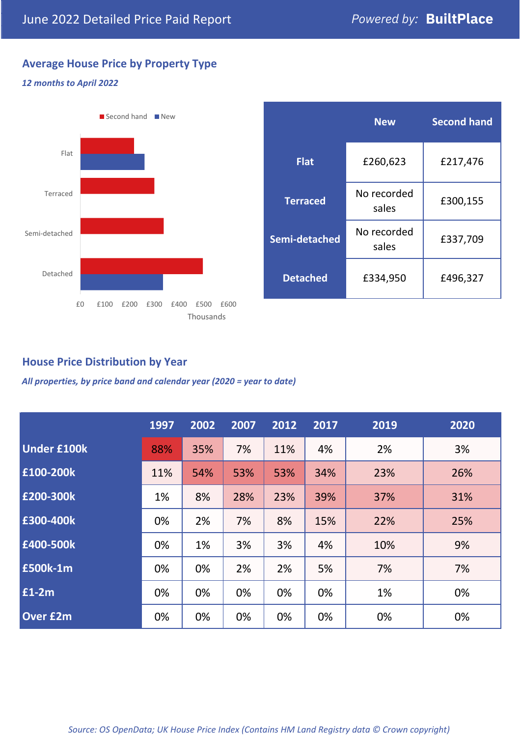# June 2022 Detailed Price Paid Report

*Powered by:* **BuiltPlace**

## Average House Price by Property Type

***12 months to April 2022***

Second hand | New

Flat

Terraced

Semi-detached

Detached

£0 £100 £200 £300 £400 £500 £600

Thousands

| | New | Second hand |
|---|---|---|
| **Flat** | £260,623 | £217,476 |
| **Terraced** | No recorded sales | £300,155 |
| **Semi-detached** | No recorded sales | £337,709 |
| **Detached** | £334,950 | £496,327 |

## House Price Distribution by Year

***All properties, by price band and calendar year (2020 = year to date)***

| | 1997 | 2002 | 2007 | 2012 | 2017 | 2019 | 2020 |
|---|---|---|---|---|---|---|---|
| **Under £100k** | 88% | 35% | 7% | 11% | 4% | 2% | 3% |
| **£100-200k** | 11% | 54% | 53% | 53% | 34% | 23% | 26% |
| **£200-300k** | 1% | 8% | 28% | 23% | 39% | 37% | 31% |
| **£300-400k** | 0% | 2% | 7% | 8% | 15% | 22% | 25% |
| **£400-500k** | 0% | 1% | 3% | 3% | 4% | 10% | 9% |
| **£500k-1m** | 0% | 0% | 2% | 2% | 5% | 7% | 7% |
| **£1-2m** | 0% | 0% | 0% | 0% | 0% | 1% | 0% |
| **Over £2m** | 0% | 0% | 0% | 0% | 0% | 0% | 0% |

*Source: OS OpenData; UK House Price Index (Contains HM Land Registry data © Crown copyright)*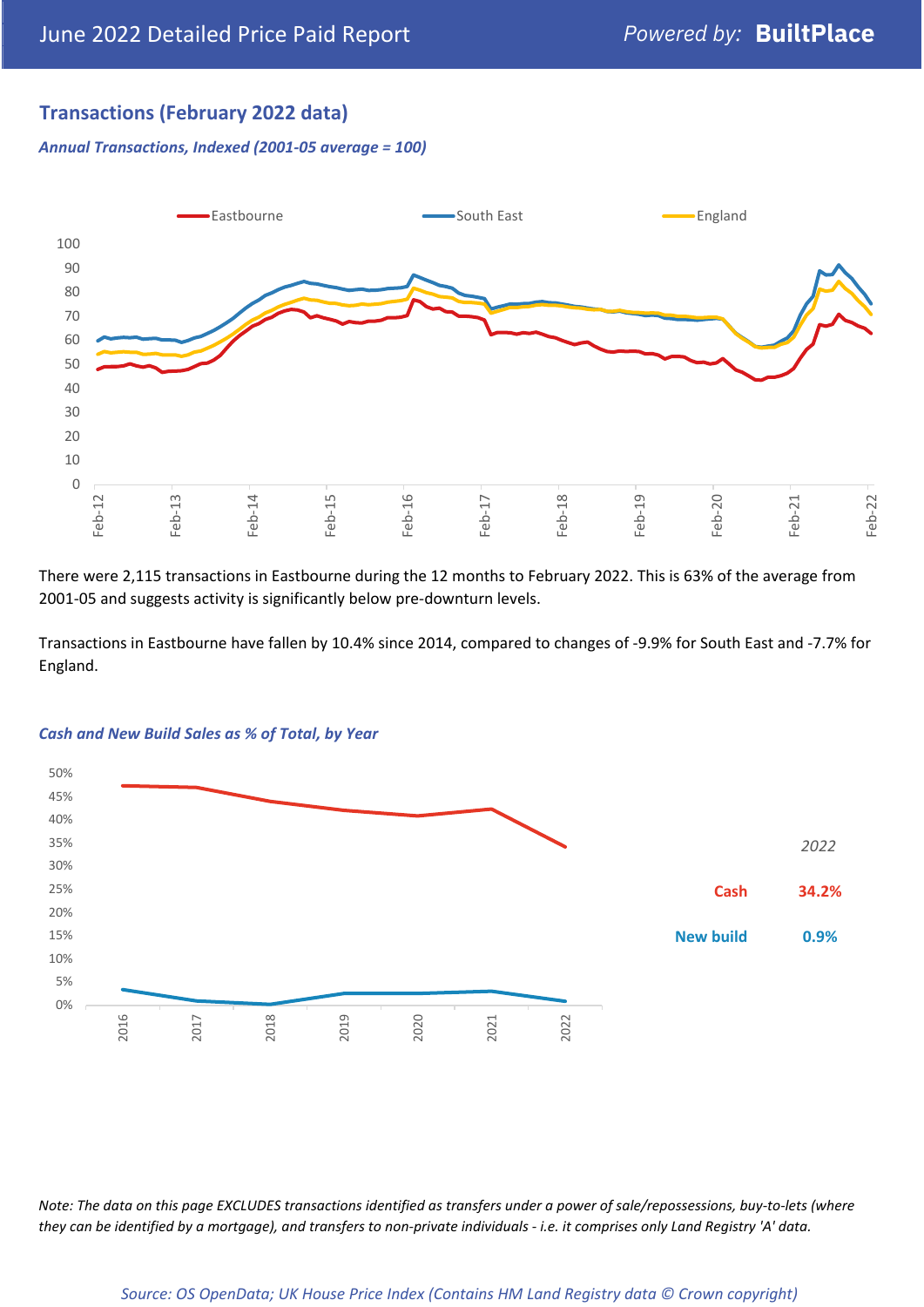## Transactions (February 2022 data)

*Annual Transactions, Indexed (2001-05 average = 100)*

There were 2,115 transactions in Eastbourne during the 12 months to February 2022. This is 63% of the average from 2001-05 and suggests activity is significantly below pre-downturn levels.

Transactions in Eastbourne have fallen by 10.4% since 2014, compared to changes of -9.9% for South East and -7.7% for England.

*Cash and New Build Sales as % of Total, by Year*

| 2022 | |
|---|---|
| Cash | 34.2% |
| New build | 0.9% |

*Note: The data on this page EXCLUDES transactions identified as transfers under a power of sale/repossessions, buy-to-lets (where they can be identified by a mortgage), and transfers to non-private individuals - i.e. it comprises only Land Registry 'A' data.*

*Source: OS OpenData; UK House Price Index (Contains HM Land Registry data © Crown copyright)*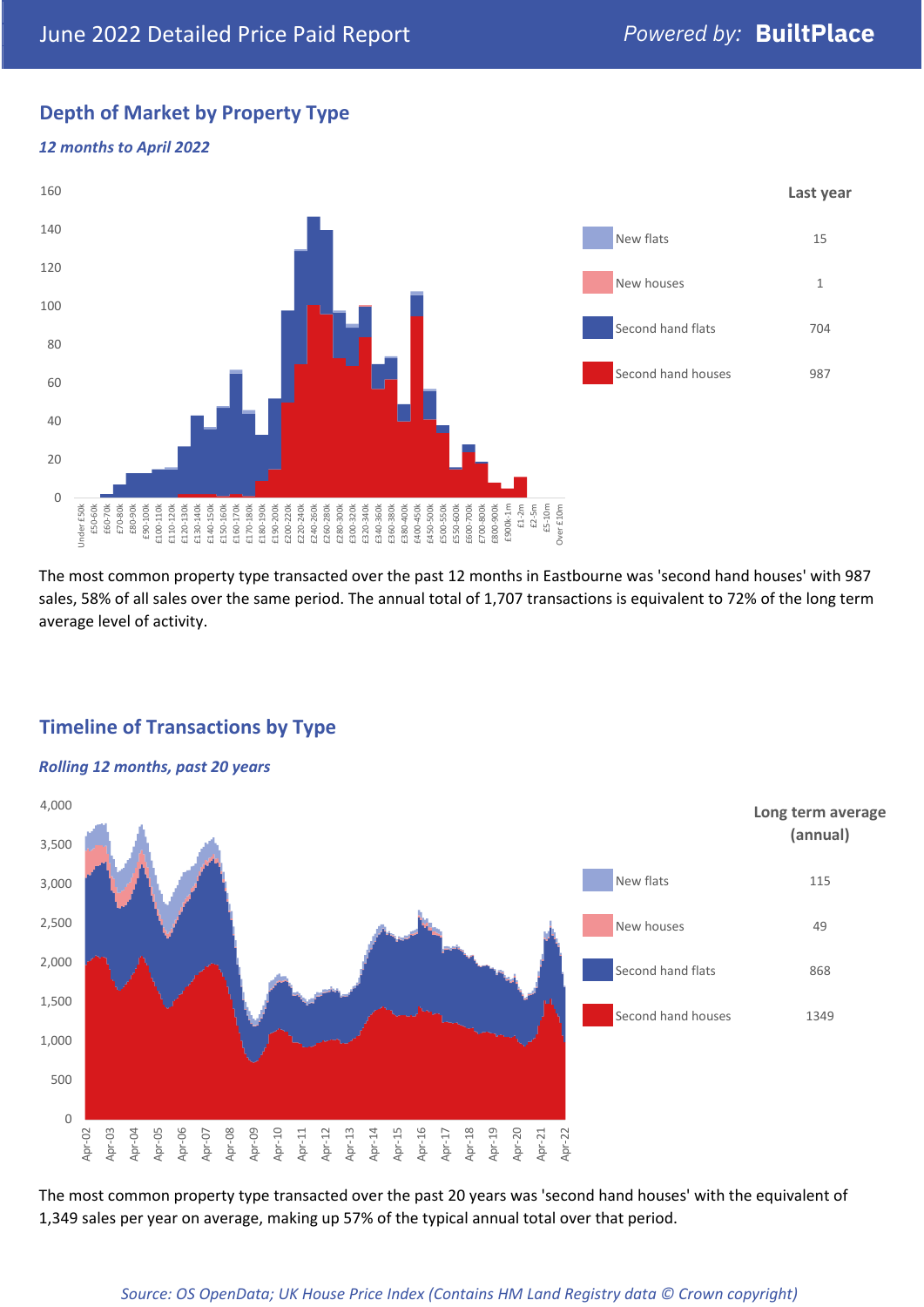June 2022 Detailed Price Paid Report

Powered by: **BuiltPlace**

## Depth of Market by Property Type

*12 months to April 2022*

160
140
120
100
80
60
40
20
0

Under £50k, £50-60k, £60-70k, £70-80k, £80-90k, £90-100k, £100-110k, £110-120k, £120-130k, £130-140k, £140-150k, £150-160k, £160-170k, £170-180k, £180-190k, £190-200k, £200-220k, £220-240k, £240-260k, £260-280k, £280-300k, £300-320k, £320-340k, £340-360k, £360-380k, £380-400k, £400-450k, £450-500k, £500-550k, £550-600k, £600-700k, £700-800k, £800-900k, £900k-1m, £1-2m, £2-5m, £5-10m, Over £10m

Last year

New flats 15

New houses 1

Second hand flats 704

Second hand houses 987

The most common property type transacted over the past 12 months in Eastbourne was 'second hand houses' with 987 sales, 58% of all sales over the same period. The annual total of 1,707 transactions is equivalent to 72% of the long term average level of activity.

## Timeline of Transactions by Type

*Rolling 12 months, past 20 years*

4,000
3,500
3,000
2,500
2,000
1,500
1,000
500
0

Apr-02, Apr-03, Apr-04, Apr-05, Apr-06, Apr-07, Apr-08, Apr-09, Apr-10, Apr-11, Apr-12, Apr-13, Apr-14, Apr-15, Apr-16, Apr-17, Apr-18, Apr-19, Apr-20, Apr-21, Apr-22

Long term average (annual)

New flats 115

New houses 49

Second hand flats 868

Second hand houses 1349

The most common property type transacted over the past 20 years was 'second hand houses' with the equivalent of 1,349 sales per year on average, making up 57% of the typical annual total over that period.

*Source: OS OpenData; UK House Price Index (Contains HM Land Registry data © Crown copyright)*